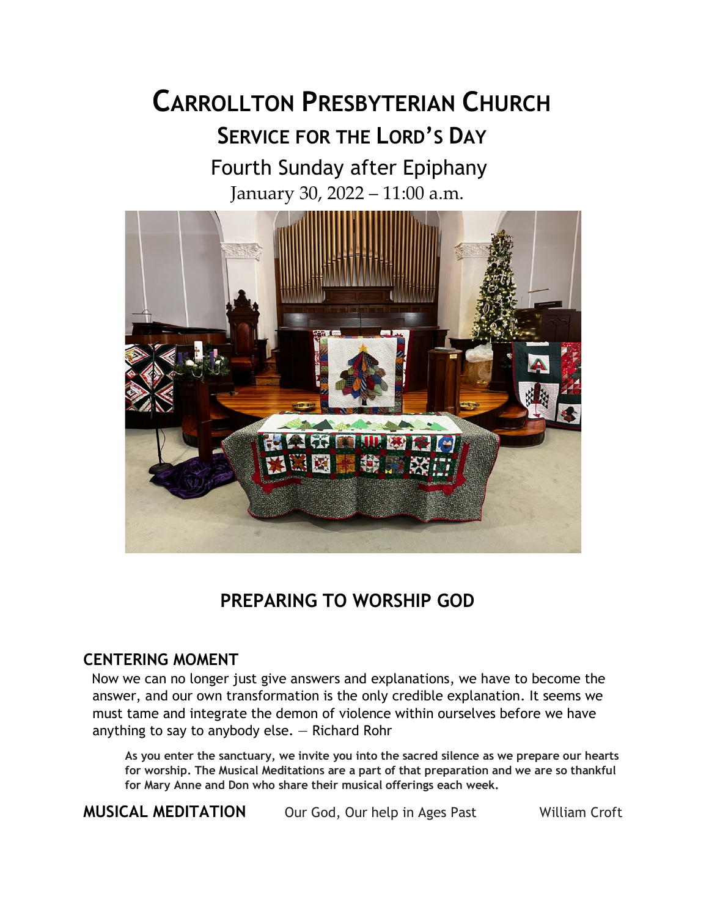# Carrollton Presbyterian Church

## Service for the Lord's Day

Fourth Sunday after Epiphany

January 30, 2022 – 11:00 a.m.

## PREPARING TO WORSHIP GOD

### CENTERING MOMENT

Now we can no longer just give answers and explanations, we have to become the answer, and our own transformation is the only credible explanation. It seems we must tame and integrate the demon of violence within ourselves before we have anything to say to anybody else. — Richard Rohr

**As you enter the sanctuary, we invite you into the sacred silence as we prepare our hearts for worship. The Musical Meditations are a part of that preparation and we are so thankful for Mary Anne and Don who share their musical offerings each week.**

**MUSICAL MEDITATION** Our God, Our help in Ages Past William Croft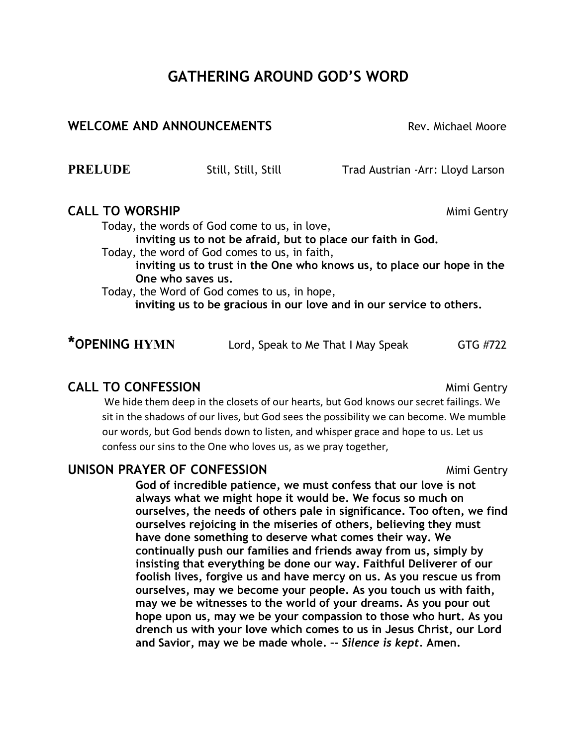# GATHERING AROUND GOD'S WORD

**WELCOME AND ANNOUNCEMENTS** Rev. Michael Moore

**PRELUDE** Still, Still, Still Trad Austrian -Arr: Lloyd Larson

**CALL TO WORSHIP** Mimi Gentry

Today, the words of God come to us, in love,
**inviting us to not be afraid, but to place our faith in God.**
Today, the word of God comes to us, in faith,
**inviting us to trust in the One who knows us, to place our hope in the One who saves us.**
Today, the Word of God comes to us, in hope,
**inviting us to be gracious in our love and in our service to others.**

**\*OPENING HYMN** Lord, Speak to Me That I May Speak GTG #722

**CALL TO CONFESSION** Mimi Gentry

We hide them deep in the closets of our hearts, but God knows our secret failings. We sit in the shadows of our lives, but God sees the possibility we can become. We mumble our words, but God bends down to listen, and whisper grace and hope to us. Let us confess our sins to the One who loves us, as we pray together,

**UNISON PRAYER OF CONFESSION** Mimi Gentry

**God of incredible patience, we must confess that our love is not always what we might hope it would be. We focus so much on ourselves, the needs of others pale in significance. Too often, we find ourselves rejoicing in the miseries of others, believing they must have done something to deserve what comes their way. We continually push our families and friends away from us, simply by insisting that everything be done our way. Faithful Deliverer of our foolish lives, forgive us and have mercy on us. As you rescue us from ourselves, may we become your people. As you touch us with faith, may we be witnesses to the world of your dreams. As you pour out hope upon us, may we be your compassion to those who hurt. As you drench us with your love which comes to us in Jesus Christ, our Lord and Savior, may we be made whole. --** ***Silence is kept*****. Amen.**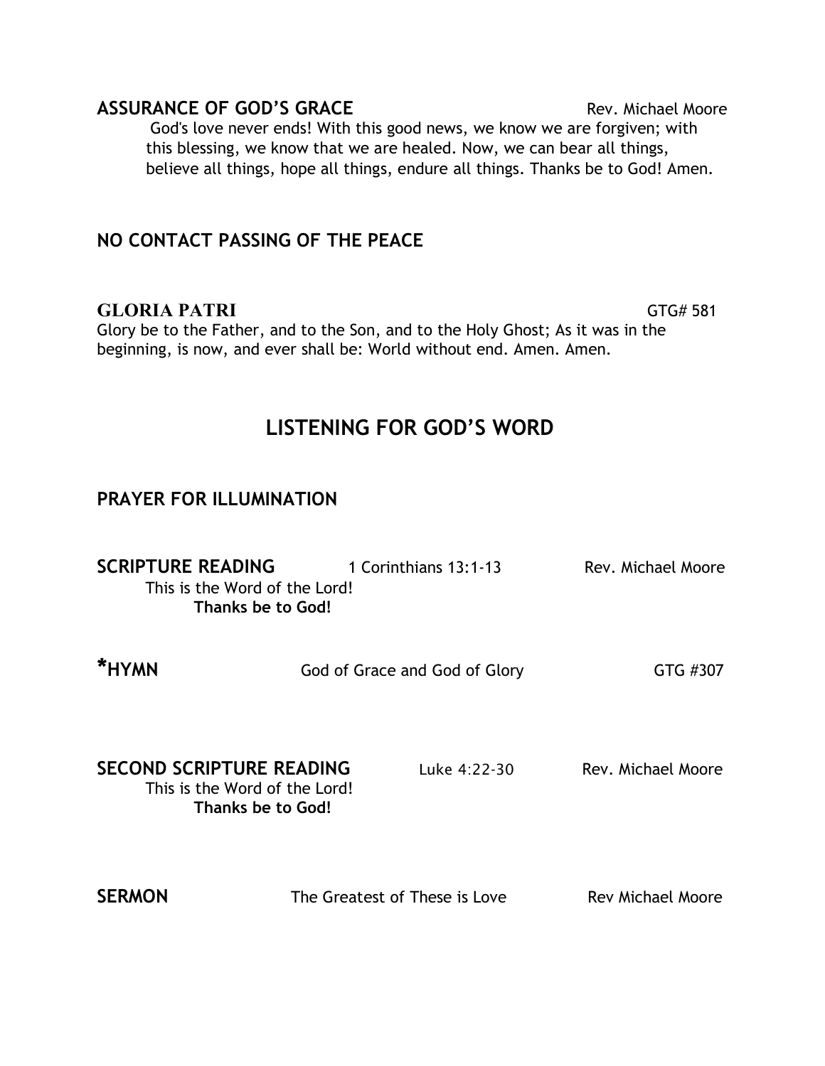**ASSURANCE OF GOD'S GRACE** Rev. Michael Moore

God's love never ends! With this good news, we know we are forgiven; with this blessing, we know that we are healed. Now, we can bear all things, believe all things, hope all things, endure all things. Thanks be to God! Amen.

**NO CONTACT PASSING OF THE PEACE**

**GLORIA PATRI** GTG# 581

Glory be to the Father, and to the Son, and to the Holy Ghost; As it was in the beginning, is now, and ever shall be: World without end. Amen. Amen.

## LISTENING FOR GOD'S WORD

**PRAYER FOR ILLUMINATION**

**SCRIPTURE READING** 1 Corinthians 13:1-13 Rev. Michael Moore

This is the Word of the Lord!
**Thanks be to God!**

***HYMN** God of Grace and God of Glory GTG #307

**SECOND SCRIPTURE READING** Luke 4:22-30 Rev. Michael Moore

This is the Word of the Lord!
**Thanks be to God!**

**SERMON** The Greatest of These is Love Rev Michael Moore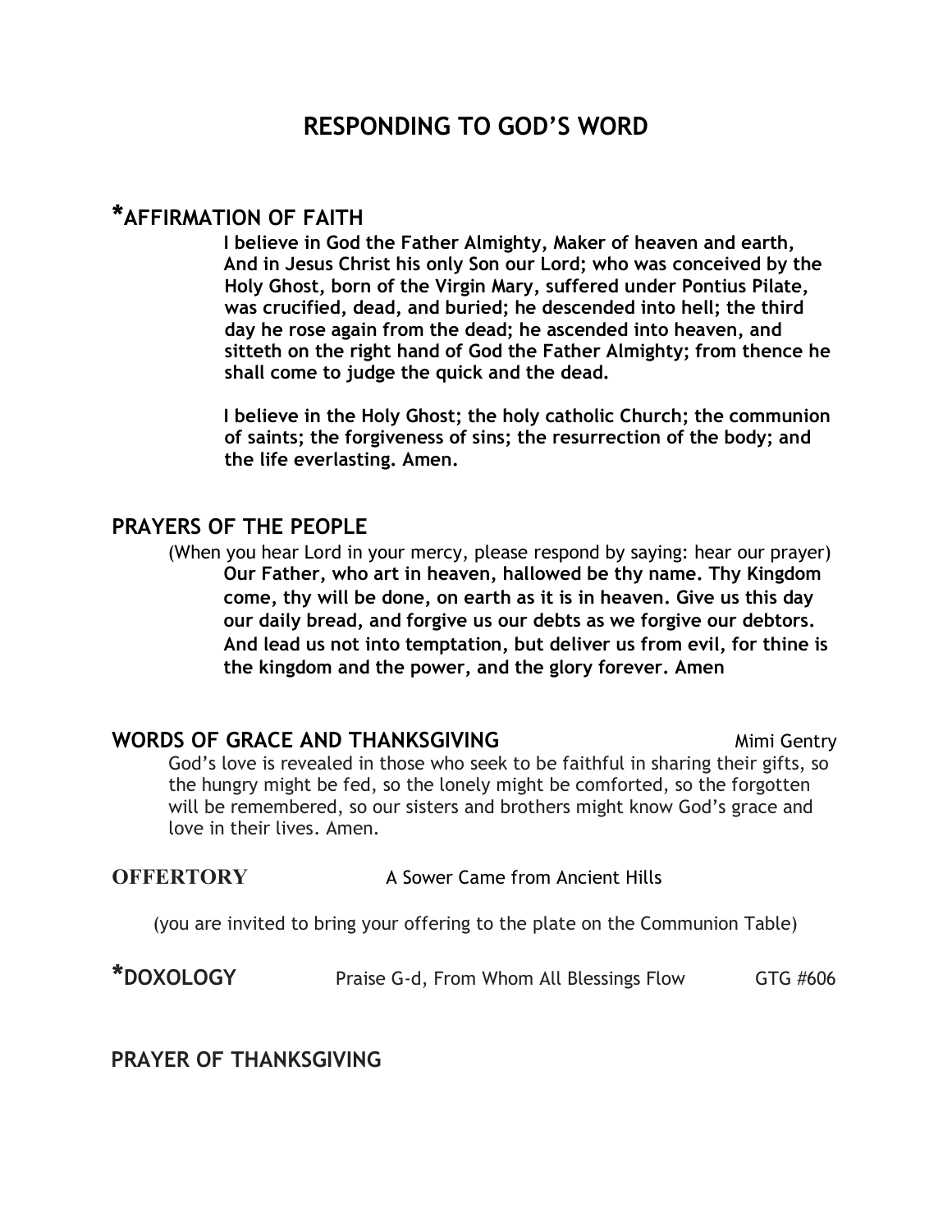# RESPONDING TO GOD'S WORD

## *AFFIRMATION OF FAITH

**I believe in God the Father Almighty, Maker of heaven and earth, And in Jesus Christ his only Son our Lord; who was conceived by the Holy Ghost, born of the Virgin Mary, suffered under Pontius Pilate, was crucified, dead, and buried; he descended into hell; the third day he rose again from the dead; he ascended into heaven, and sitteth on the right hand of God the Father Almighty; from thence he shall come to judge the quick and the dead.**

**I believe in the Holy Ghost; the holy catholic Church; the communion of saints; the forgiveness of sins; the resurrection of the body; and the life everlasting. Amen.**

## PRAYERS OF THE PEOPLE

(When you hear Lord in your mercy, please respond by saying: hear our prayer)

**Our Father, who art in heaven, hallowed be thy name. Thy Kingdom come, thy will be done, on earth as it is in heaven. Give us this day our daily bread, and forgive us our debts as we forgive our debtors. And lead us not into temptation, but deliver us from evil, for thine is the kingdom and the power, and the glory forever. Amen**

## WORDS OF GRACE AND THANKSGIVING — Mimi Gentry

God's love is revealed in those who seek to be faithful in sharing their gifts, so the hungry might be fed, so the lonely might be comforted, so the forgotten will be remembered, so our sisters and brothers might know God's grace and love in their lives. Amen.

**OFFERTORY** — A Sower Came from Ancient Hills

(you are invited to bring your offering to the plate on the Communion Table)

**\*DOXOLOGY** — Praise G-d, From Whom All Blessings Flow — GTG #606

## PRAYER OF THANKSGIVING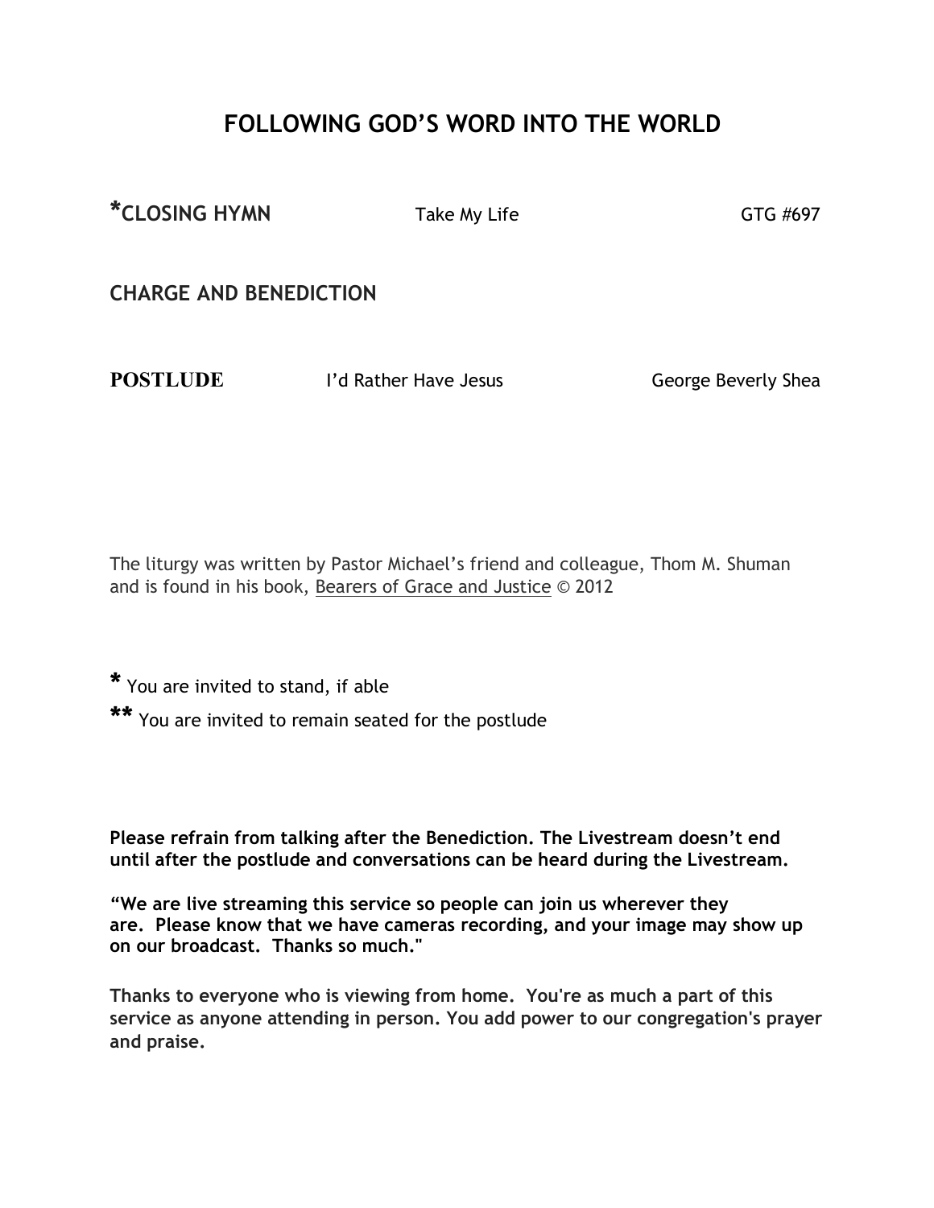## FOLLOWING GOD'S WORD INTO THE WORLD

**\*CLOSING HYMN** Take My Life GTG #697

**CHARGE AND BENEDICTION**

**POSTLUDE** I'd Rather Have Jesus George Beverly Shea

The liturgy was written by Pastor Michael's friend and colleague, Thom M. Shuman and is found in his book, Bearers of Grace and Justice © 2012

**\*** You are invited to stand, if able

**\*\*** You are invited to remain seated for the postlude

**Please refrain from talking after the Benediction. The Livestream doesn't end until after the postlude and conversations can be heard during the Livestream.**

**"We are live streaming this service so people can join us wherever they are. Please know that we have cameras recording, and your image may show up on our broadcast. Thanks so much."**

**Thanks to everyone who is viewing from home. You're as much a part of this service as anyone attending in person. You add power to our congregation's prayer and praise.**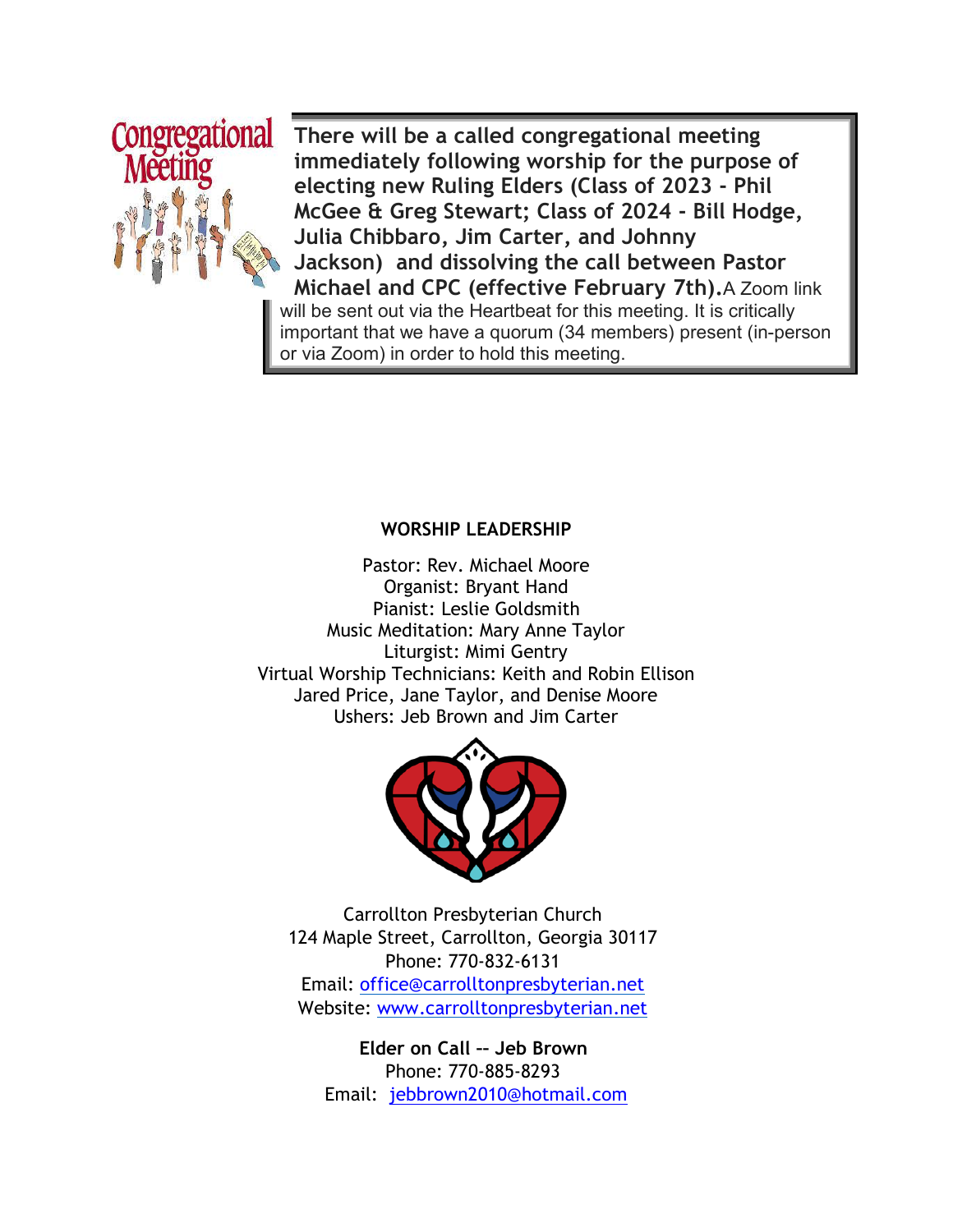Congregational Meeting

**There will be a called congregational meeting immediately following worship for the purpose of electing new Ruling Elders (Class of 2023 - Phil McGee & Greg Stewart; Class of 2024 - Bill Hodge, Julia Chibbaro, Jim Carter, and Johnny Jackson) and dissolving the call between Pastor Michael and CPC (effective February 7th).** A Zoom link will be sent out via the Heartbeat for this meeting. It is critically important that we have a quorum (34 members) present (in-person or via Zoom) in order to hold this meeting.

**WORSHIP LEADERSHIP**

Pastor: Rev. Michael Moore
Organist: Bryant Hand
Pianist: Leslie Goldsmith
Music Meditation: Mary Anne Taylor
Liturgist: Mimi Gentry
Virtual Worship Technicians: Keith and Robin Ellison
Jared Price, Jane Taylor, and Denise Moore
Ushers: Jeb Brown and Jim Carter

Carrollton Presbyterian Church
124 Maple Street, Carrollton, Georgia 30117
Phone: 770-832-6131
Email: office@carrolltonpresbyterian.net
Website: www.carrolltonpresbyterian.net

**Elder on Call -- Jeb Brown**
Phone: 770-885-8293
Email: jebbrown2010@hotmail.com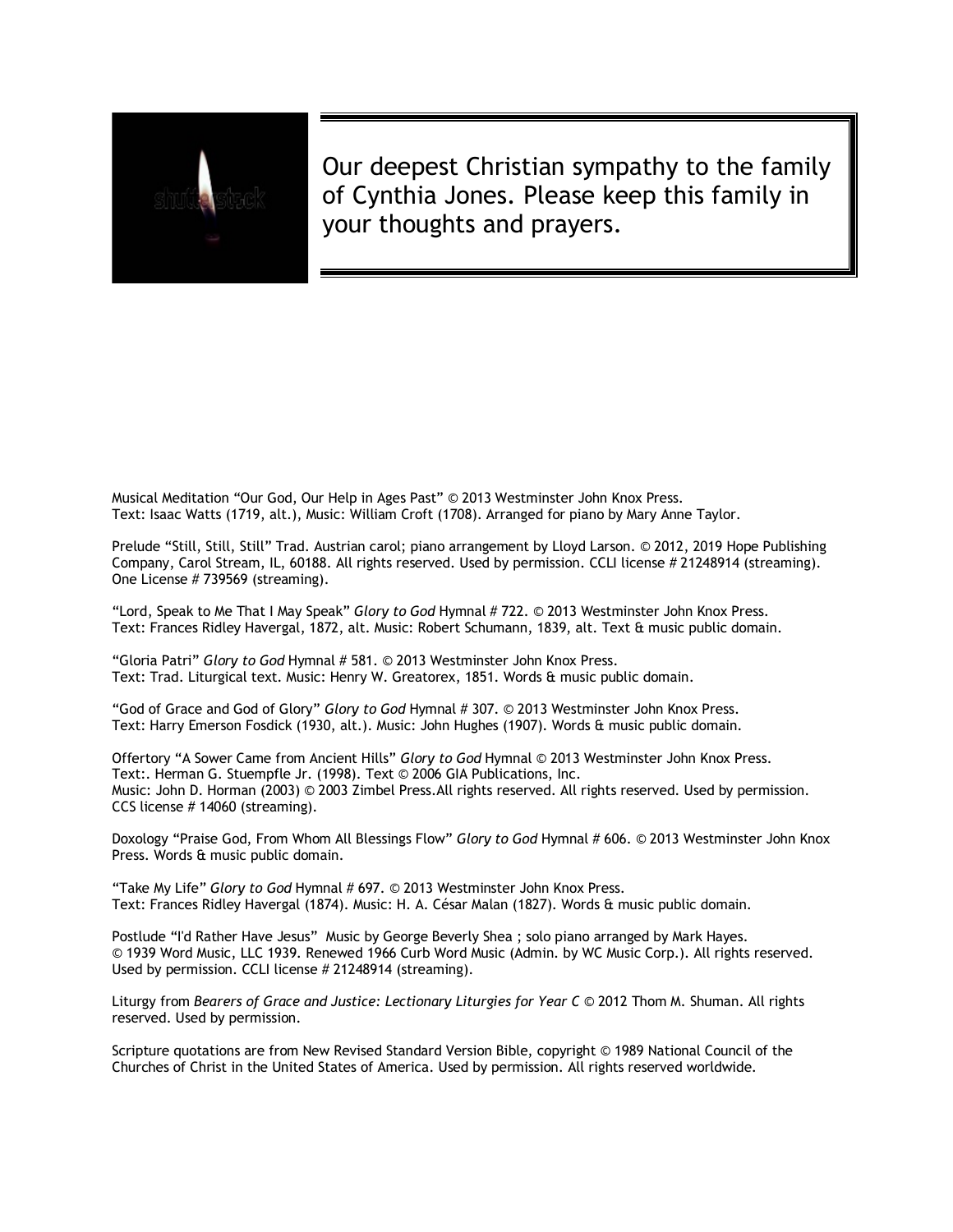Our deepest Christian sympathy to the family of Cynthia Jones. Please keep this family in your thoughts and prayers.

Musical Meditation "Our God, Our Help in Ages Past" © 2013 Westminster John Knox Press.
Text: Isaac Watts (1719, alt.), Music: William Croft (1708). Arranged for piano by Mary Anne Taylor.

Prelude "Still, Still, Still" Trad. Austrian carol; piano arrangement by Lloyd Larson. © 2012, 2019 Hope Publishing Company, Carol Stream, IL, 60188. All rights reserved. Used by permission. CCLI license # 21248914 (streaming). One License # 739569 (streaming).

"Lord, Speak to Me That I May Speak" *Glory to God* Hymnal # 722. © 2013 Westminster John Knox Press.
Text: Frances Ridley Havergal, 1872, alt. Music: Robert Schumann, 1839, alt. Text & music public domain.

"Gloria Patri" *Glory to God* Hymnal # 581. © 2013 Westminster John Knox Press.
Text: Trad. Liturgical text. Music: Henry W. Greatorex, 1851. Words & music public domain.

"God of Grace and God of Glory" *Glory to God* Hymnal # 307. © 2013 Westminster John Knox Press.
Text: Harry Emerson Fosdick (1930, alt.). Music: John Hughes (1907). Words & music public domain.

Offertory "A Sower Came from Ancient Hills" *Glory to God* Hymnal © 2013 Westminster John Knox Press.
Text:. Herman G. Stuempfle Jr. (1998). Text © 2006 GIA Publications, Inc.
Music: John D. Horman (2003) © 2003 Zimbel Press.All rights reserved. All rights reserved. Used by permission. CCS license # 14060 (streaming).

Doxology "Praise God, From Whom All Blessings Flow" *Glory to God* Hymnal # 606. © 2013 Westminster John Knox Press. Words & music public domain.

"Take My Life" *Glory to God* Hymnal # 697. © 2013 Westminster John Knox Press.
Text: Frances Ridley Havergal (1874). Music: H. A. César Malan (1827). Words & music public domain.

Postlude "I'd Rather Have Jesus" Music by George Beverly Shea ; solo piano arranged by Mark Hayes.
© 1939 Word Music, LLC 1939. Renewed 1966 Curb Word Music (Admin. by WC Music Corp.). All rights reserved. Used by permission. CCLI license # 21248914 (streaming).

Liturgy from *Bearers of Grace and Justice: Lectionary Liturgies for Year C* © 2012 Thom M. Shuman. All rights reserved. Used by permission.

Scripture quotations are from New Revised Standard Version Bible, copyright © 1989 National Council of the Churches of Christ in the United States of America. Used by permission. All rights reserved worldwide.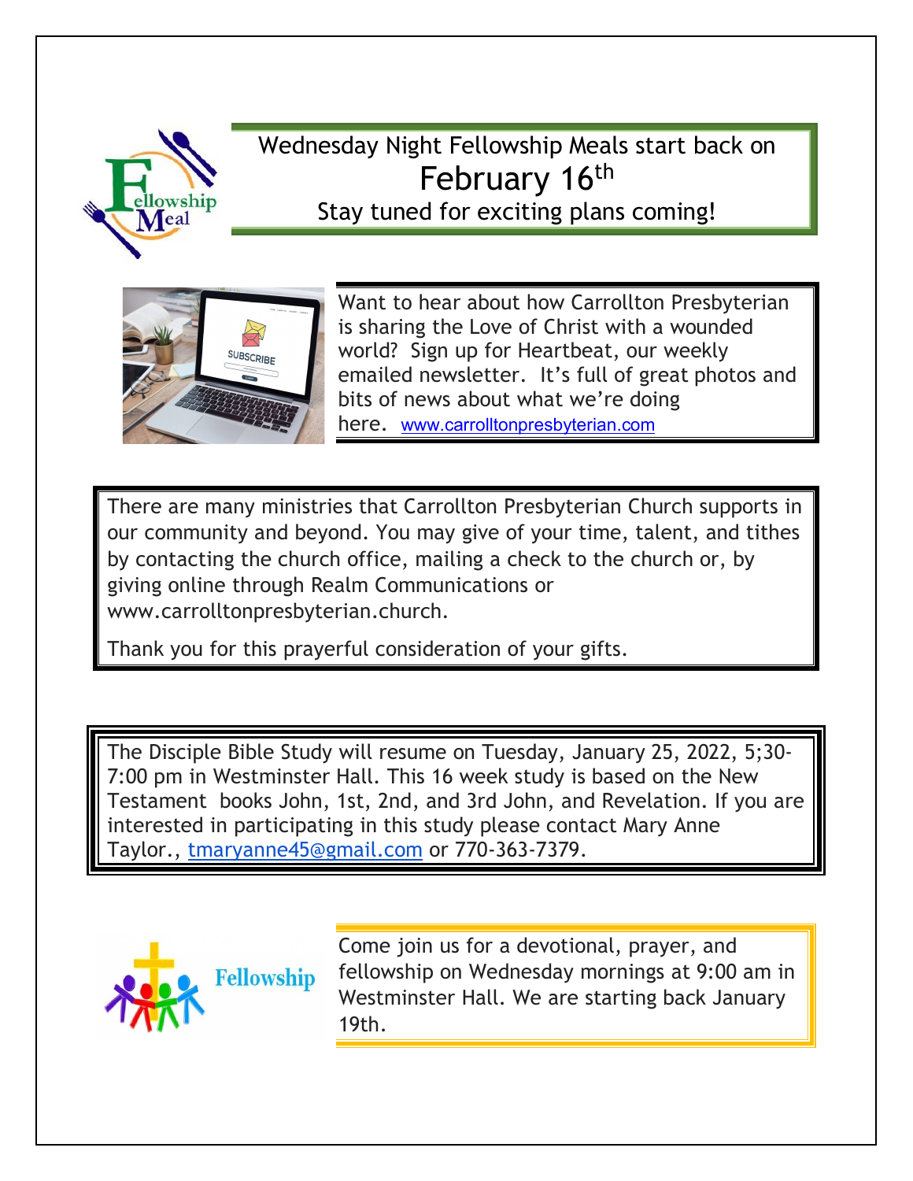Wednesday Night Fellowship Meals start back on

February 16th

Stay tuned for exciting plans coming!

Want to hear about how Carrollton Presbyterian is sharing the Love of Christ with a wounded world? Sign up for Heartbeat, our weekly emailed newsletter. It's full of great photos and bits of news about what we're doing here. www.carrolltonpresbyterian.com

There are many ministries that Carrollton Presbyterian Church supports in our community and beyond. You may give of your time, talent, and tithes by contacting the church office, mailing a check to the church or, by giving online through Realm Communications or www.carrolltonpresbyterian.church.

Thank you for this prayerful consideration of your gifts.

The Disciple Bible Study will resume on Tuesday, January 25, 2022, 5;30-7:00 pm in Westminster Hall. This 16 week study is based on the New Testament books John, 1st, 2nd, and 3rd John, and Revelation. If you are interested in participating in this study please contact Mary Anne Taylor., tmaryanne45@gmail.com or 770-363-7379.

Come join us for a devotional, prayer, and fellowship on Wednesday mornings at 9:00 am in Westminster Hall. We are starting back January 19th.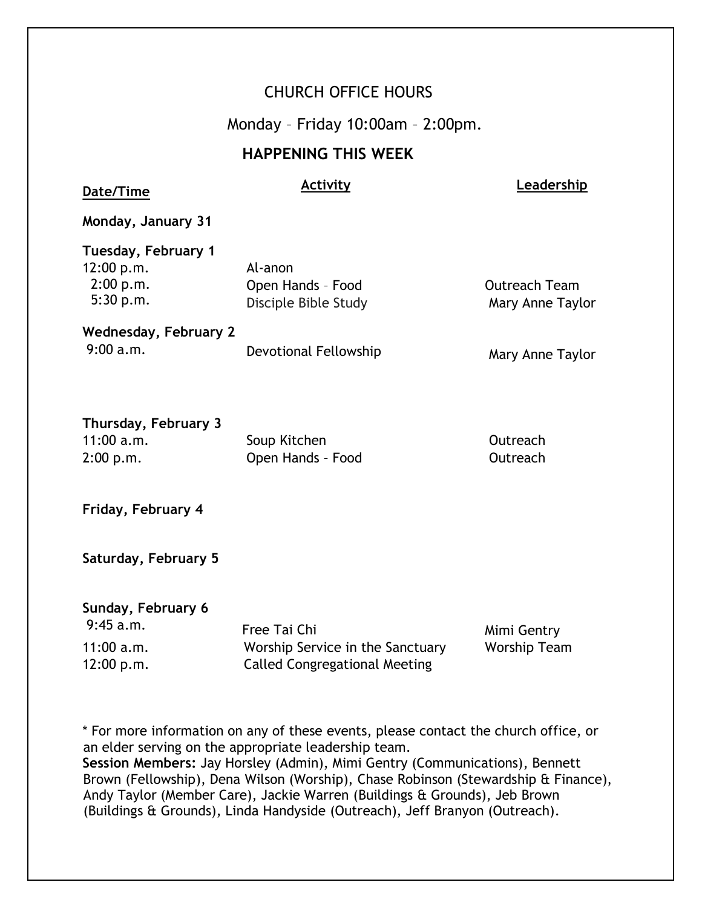CHURCH OFFICE HOURS

Monday – Friday 10:00am – 2:00pm.

## HAPPENING THIS WEEK

| Date/Time | Activity | Leadership |
|---|---|---|
| **Monday, January 31** | | |
| **Tuesday, February 1** | | |
| 12:00 p.m. | Al-anon | |
| 2:00 p.m. | Open Hands – Food | Outreach Team |
| 5:30 p.m. | Disciple Bible Study | Mary Anne Taylor |
| **Wednesday, February 2** | | |
| 9:00 a.m. | Devotional Fellowship | Mary Anne Taylor |
| **Thursday, February 3** | | |
| 11:00 a.m. | Soup Kitchen | Outreach |
| 2:00 p.m. | Open Hands – Food | Outreach |
| **Friday, February 4** | | |
| **Saturday, February 5** | | |
| **Sunday, February 6** | | |
| 9:45 a.m. | Free Tai Chi | Mimi Gentry |
| 11:00 a.m. | Worship Service in the Sanctuary | Worship Team |
| 12:00 p.m. | Called Congregational Meeting | |

* For more information on any of these events, please contact the church office, or an elder serving on the appropriate leadership team.

**Session Members:** Jay Horsley (Admin), Mimi Gentry (Communications), Bennett Brown (Fellowship), Dena Wilson (Worship), Chase Robinson (Stewardship & Finance), Andy Taylor (Member Care), Jackie Warren (Buildings & Grounds), Jeb Brown (Buildings & Grounds), Linda Handyside (Outreach), Jeff Branyon (Outreach).